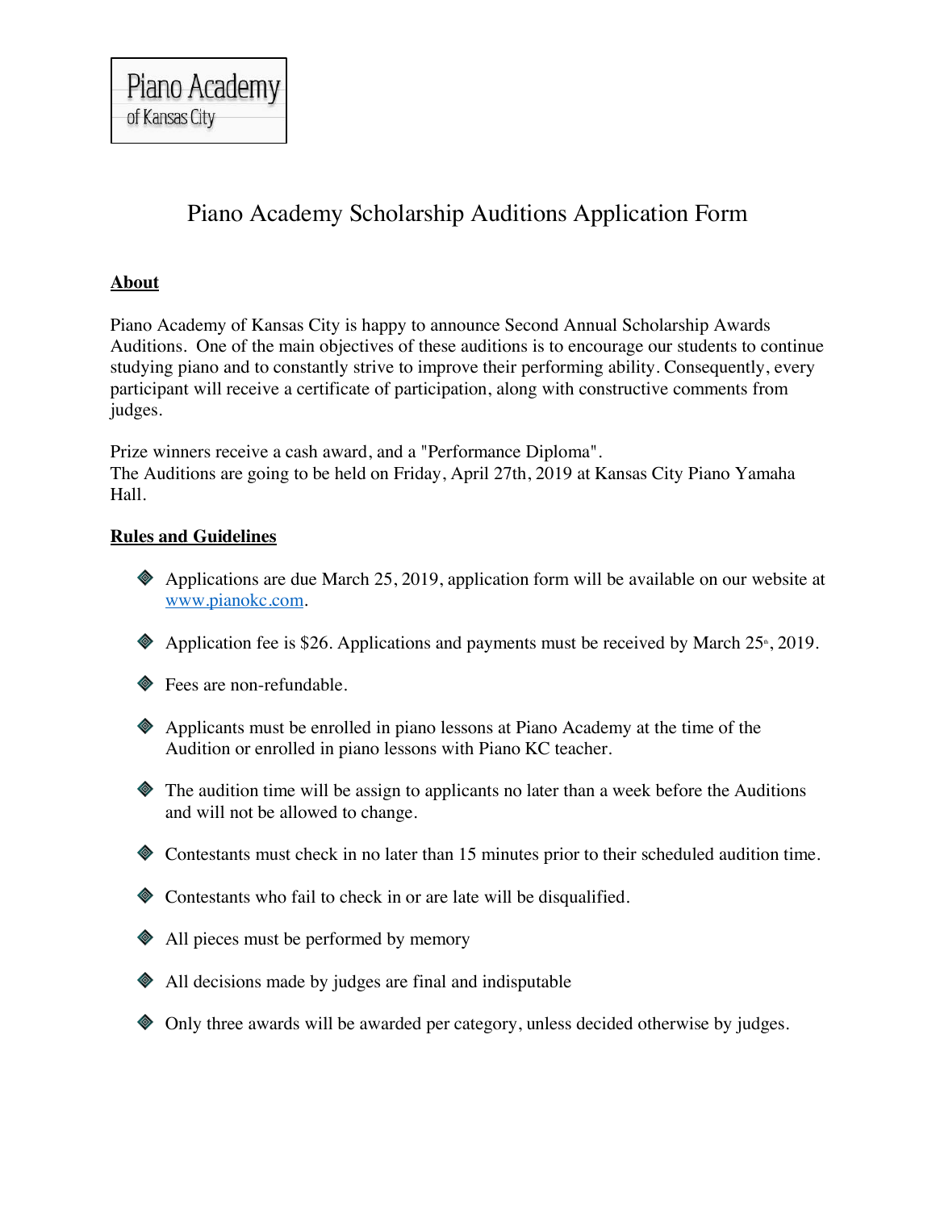Piano Academy
of Kansas City

# Piano Academy Scholarship Auditions Application Form

## About

Piano Academy of Kansas City is happy to announce Second Annual Scholarship Awards Auditions. One of the main objectives of these auditions is to encourage our students to continue studying piano and to constantly strive to improve their performing ability. Consequently, every participant will receive a certificate of participation, along with constructive comments from judges.

Prize winners receive a cash award, and a "Performance Diploma".
The Auditions are going to be held on Friday, April 27th, 2019 at Kansas City Piano Yamaha Hall.

## Rules and Guidelines

- Applications are due March 25, 2019, application form will be available on our website at [www.pianokc.com](http://www.pianokc.com).
- Application fee is $26. Applications and payments must be received by March 25th, 2019.
- Fees are non-refundable.
- Applicants must be enrolled in piano lessons at Piano Academy at the time of the Audition or enrolled in piano lessons with Piano KC teacher.
- The audition time will be assign to applicants no later than a week before the Auditions and will not be allowed to change.
- Contestants must check in no later than 15 minutes prior to their scheduled audition time.
- Contestants who fail to check in or are late will be disqualified.
- All pieces must be performed by memory
- All decisions made by judges are final and indisputable
- Only three awards will be awarded per category, unless decided otherwise by judges.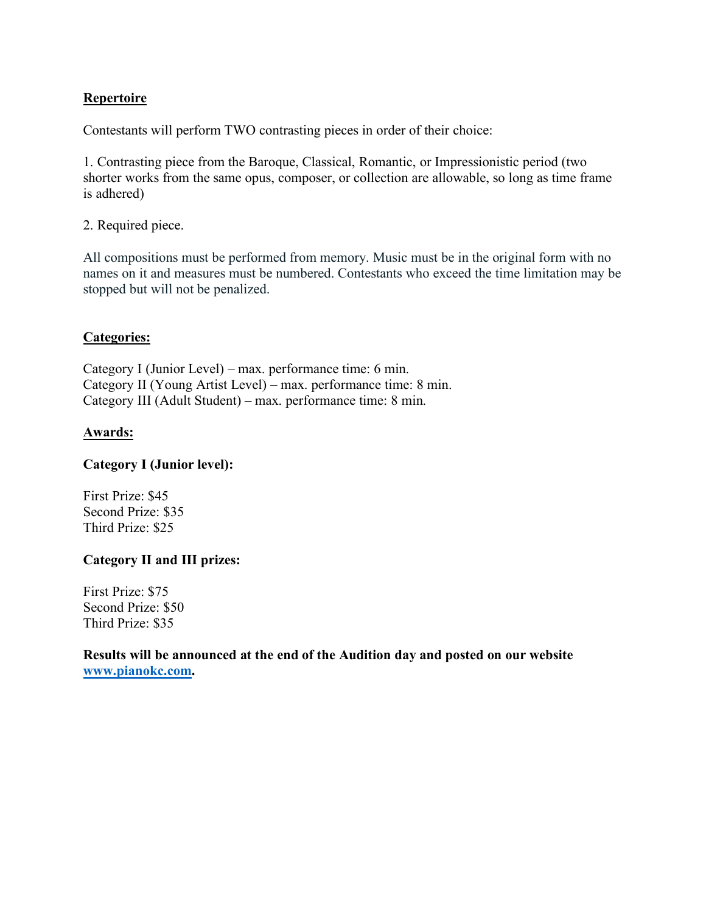**Repertoire**

Contestants will perform TWO contrasting pieces in order of their choice:

1. Contrasting piece from the Baroque, Classical, Romantic, or Impressionistic period (two shorter works from the same opus, composer, or collection are allowable, so long as time frame is adhered)

2. Required piece.

All compositions must be performed from memory. Music must be in the original form with no names on it and measures must be numbered. Contestants who exceed the time limitation may be stopped but will not be penalized.

**Categories:**

Category I (Junior Level) – max. performance time: 6 min.
Category II (Young Artist Level) – max. performance time: 8 min.
Category III (Adult Student) – max. performance time: 8 min.

**Awards:**

**Category I (Junior level):**

First Prize: $45
Second Prize: $35
Third Prize: $25

**Category II and III prizes:**

First Prize: $75
Second Prize: $50
Third Prize: $35

**Results will be announced at the end of the Audition day and posted on our website [www.pianokc.com](http://www.pianokc.com).**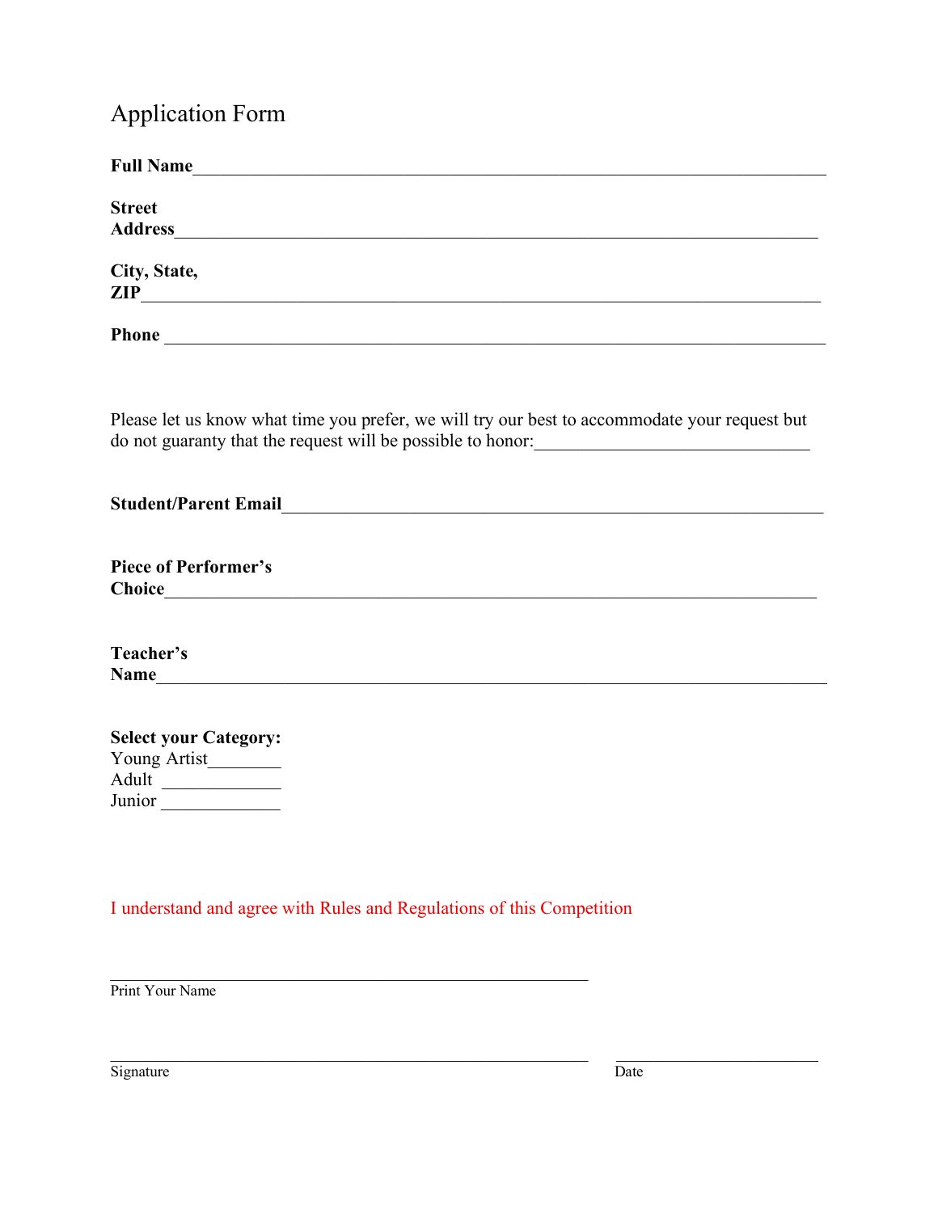# Application Form

**Full Name**\_\_\_\_\_\_\_\_\_\_\_\_\_\_\_\_\_\_\_\_\_\_\_\_\_\_\_\_\_\_\_\_\_\_\_\_\_\_\_\_\_\_\_\_\_\_\_\_\_\_\_\_\_\_\_\_\_\_\_\_\_\_\_\_\_\_\_\_

**Street Address**\_\_\_\_\_\_\_\_\_\_\_\_\_\_\_\_\_\_\_\_\_\_\_\_\_\_\_\_\_\_\_\_\_\_\_\_\_\_\_\_\_\_\_\_\_\_\_\_\_\_\_\_\_\_\_\_\_\_\_\_\_\_\_\_\_\_\_

**City, State, ZIP**\_\_\_\_\_\_\_\_\_\_\_\_\_\_\_\_\_\_\_\_\_\_\_\_\_\_\_\_\_\_\_\_\_\_\_\_\_\_\_\_\_\_\_\_\_\_\_\_\_\_\_\_\_\_\_\_\_\_\_\_\_\_\_\_\_\_\_\_

**Phone** \_\_\_\_\_\_\_\_\_\_\_\_\_\_\_\_\_\_\_\_\_\_\_\_\_\_\_\_\_\_\_\_\_\_\_\_\_\_\_\_\_\_\_\_\_\_\_\_\_\_\_\_\_\_\_\_\_\_\_\_\_\_\_\_\_\_\_\_\_

Please let us know what time you prefer, we will try our best to accommodate your request but do not guaranty that the request will be possible to honor:\_\_\_\_\_\_\_\_\_\_\_\_\_\_\_\_\_\_\_\_\_\_\_\_\_\_\_\_\_\_

**Student/Parent Email**\_\_\_\_\_\_\_\_\_\_\_\_\_\_\_\_\_\_\_\_\_\_\_\_\_\_\_\_\_\_\_\_\_\_\_\_\_\_\_\_\_\_\_\_\_\_\_\_\_\_\_\_\_\_\_\_\_\_\_\_

**Piece of Performer's Choice**\_\_\_\_\_\_\_\_\_\_\_\_\_\_\_\_\_\_\_\_\_\_\_\_\_\_\_\_\_\_\_\_\_\_\_\_\_\_\_\_\_\_\_\_\_\_\_\_\_\_\_\_\_\_\_\_\_\_\_\_\_\_\_\_\_\_\_\_\_

**Teacher's Name**\_\_\_\_\_\_\_\_\_\_\_\_\_\_\_\_\_\_\_\_\_\_\_\_\_\_\_\_\_\_\_\_\_\_\_\_\_\_\_\_\_\_\_\_\_\_\_\_\_\_\_\_\_\_\_\_\_\_\_\_\_\_\_\_\_\_\_\_\_\_\_

**Select your Category:**

Young Artist\_\_\_\_\_\_\_\_

Adult \_\_\_\_\_\_\_\_\_\_\_\_\_

Junior \_\_\_\_\_\_\_\_\_\_\_\_\_

I understand and agree with Rules and Regulations of this Competition

\_\_\_\_\_\_\_\_\_\_\_\_\_\_\_\_\_\_\_\_\_\_\_\_\_\_\_\_\_\_\_\_\_\_\_\_\_\_\_\_\_\_\_\_\_\_\_\_\_\_\_\_\_

Print Your Name

\_\_\_\_\_\_\_\_\_\_\_\_\_\_\_\_\_\_\_\_\_\_\_\_\_\_\_\_\_\_\_\_\_\_\_\_\_\_\_\_\_\_\_\_\_\_\_\_\_\_\_\_\_ \_\_\_\_\_\_\_\_\_\_\_\_\_\_\_\_\_\_\_\_\_\_\_

Signature Date